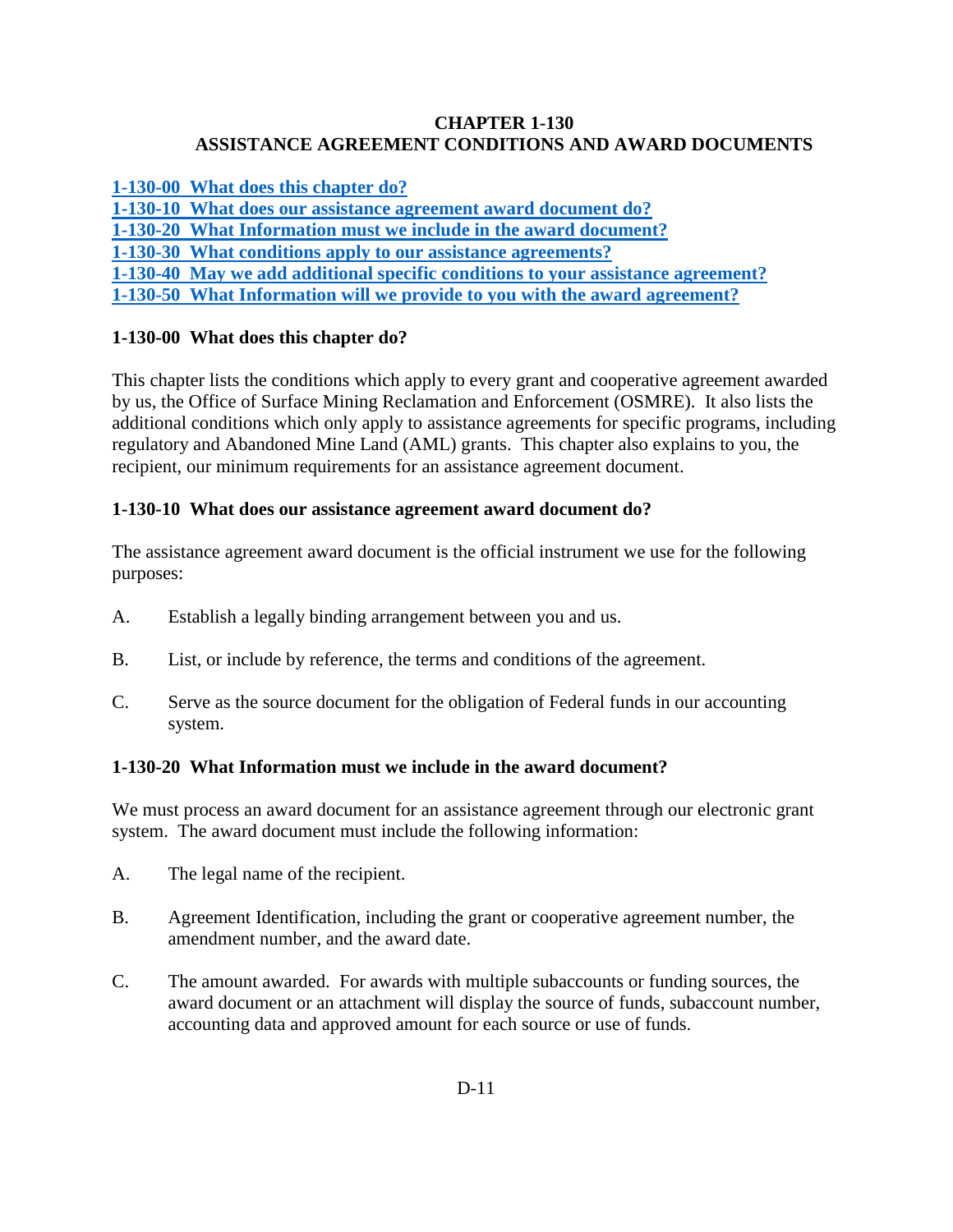# CHAPTER 1-130
# ASSISTANCE AGREEMENT CONDITIONS AND AWARD DOCUMENTS

[1-130-00 What does this chapter do?](#)
[1-130-10 What does our assistance agreement award document do?](#)
[1-130-20 What Information must we include in the award document?](#)
[1-130-30 What conditions apply to our assistance agreements?](#)
[1-130-40 May we add additional specific conditions to your assistance agreement?](#)
[1-130-50 What Information will we provide to you with the award agreement?](#)

## 1-130-00 What does this chapter do?

This chapter lists the conditions which apply to every grant and cooperative agreement awarded by us, the Office of Surface Mining Reclamation and Enforcement (OSMRE). It also lists the additional conditions which only apply to assistance agreements for specific programs, including regulatory and Abandoned Mine Land (AML) grants. This chapter also explains to you, the recipient, our minimum requirements for an assistance agreement document.

## 1-130-10 What does our assistance agreement award document do?

The assistance agreement award document is the official instrument we use for the following purposes:

A. Establish a legally binding arrangement between you and us.

B. List, or include by reference, the terms and conditions of the agreement.

C. Serve as the source document for the obligation of Federal funds in our accounting system.

## 1-130-20 What Information must we include in the award document?

We must process an award document for an assistance agreement through our electronic grant system. The award document must include the following information:

A. The legal name of the recipient.

B. Agreement Identification, including the grant or cooperative agreement number, the amendment number, and the award date.

C. The amount awarded. For awards with multiple subaccounts or funding sources, the award document or an attachment will display the source of funds, subaccount number, accounting data and approved amount for each source or use of funds.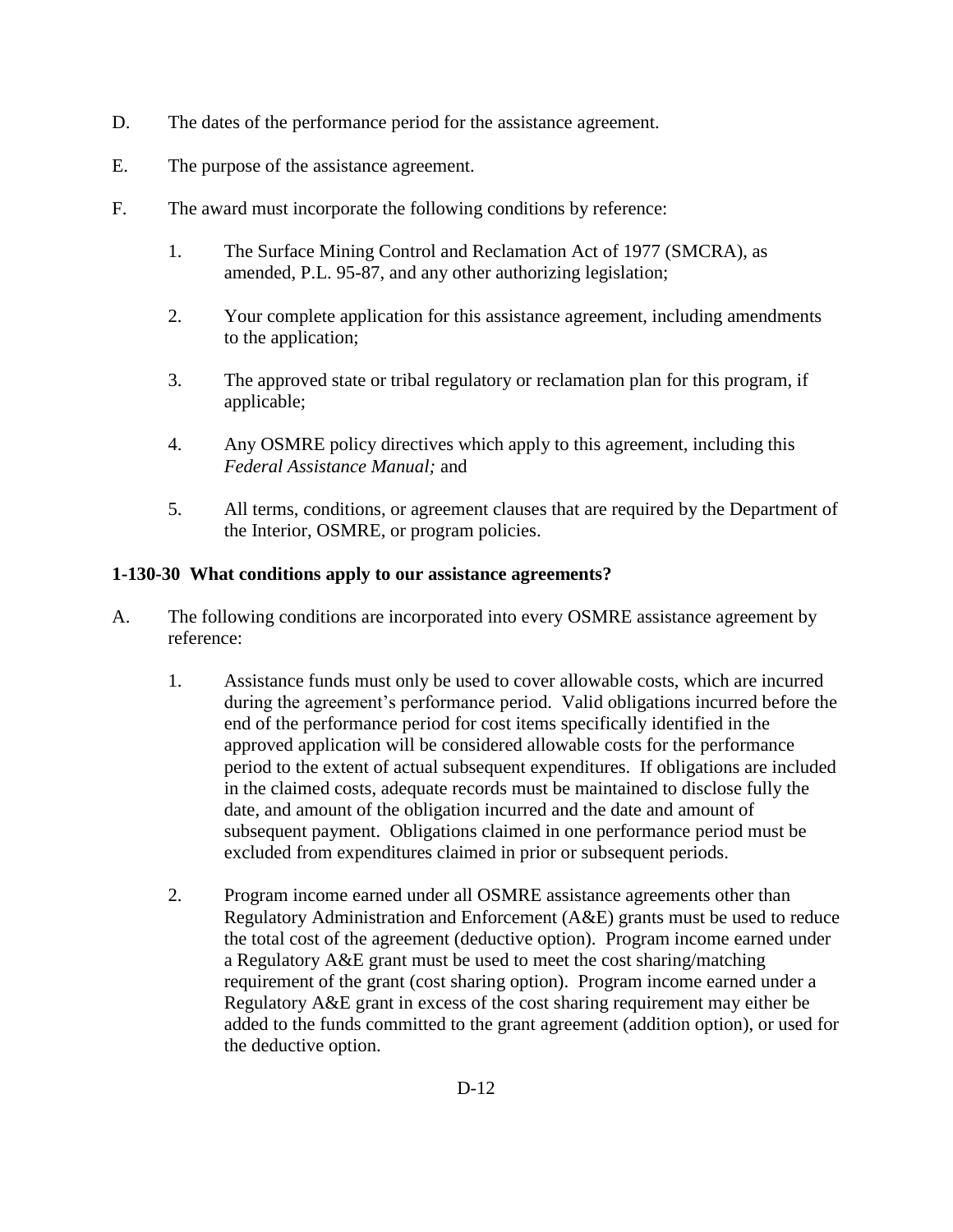D. The dates of the performance period for the assistance agreement.

E. The purpose of the assistance agreement.

F. The award must incorporate the following conditions by reference:

   1. The Surface Mining Control and Reclamation Act of 1977 (SMCRA), as amended, P.L. 95-87, and any other authorizing legislation;

   2. Your complete application for this assistance agreement, including amendments to the application;

   3. The approved state or tribal regulatory or reclamation plan for this program, if applicable;

   4. Any OSMRE policy directives which apply to this agreement, including this *Federal Assistance Manual;* and

   5. All terms, conditions, or agreement clauses that are required by the Department of the Interior, OSMRE, or program policies.

**1-130-30 What conditions apply to our assistance agreements?**

A. The following conditions are incorporated into every OSMRE assistance agreement by reference:

   1. Assistance funds must only be used to cover allowable costs, which are incurred during the agreement's performance period. Valid obligations incurred before the end of the performance period for cost items specifically identified in the approved application will be considered allowable costs for the performance period to the extent of actual subsequent expenditures. If obligations are included in the claimed costs, adequate records must be maintained to disclose fully the date, and amount of the obligation incurred and the date and amount of subsequent payment. Obligations claimed in one performance period must be excluded from expenditures claimed in prior or subsequent periods.

   2. Program income earned under all OSMRE assistance agreements other than Regulatory Administration and Enforcement (A&E) grants must be used to reduce the total cost of the agreement (deductive option). Program income earned under a Regulatory A&E grant must be used to meet the cost sharing/matching requirement of the grant (cost sharing option). Program income earned under a Regulatory A&E grant in excess of the cost sharing requirement may either be added to the funds committed to the grant agreement (addition option), or used for the deductive option.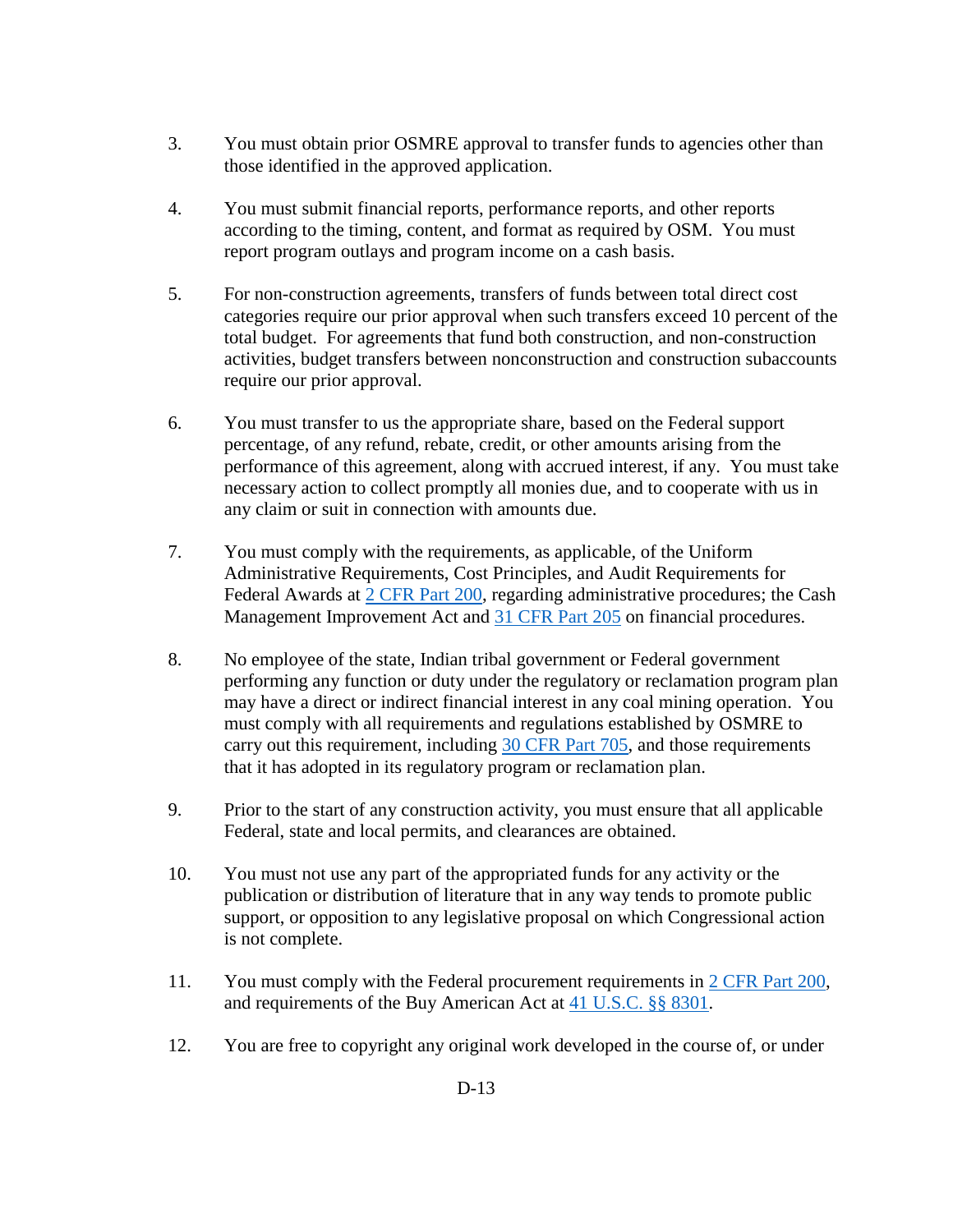3. You must obtain prior OSMRE approval to transfer funds to agencies other than those identified in the approved application.

4. You must submit financial reports, performance reports, and other reports according to the timing, content, and format as required by OSM. You must report program outlays and program income on a cash basis.

5. For non-construction agreements, transfers of funds between total direct cost categories require our prior approval when such transfers exceed 10 percent of the total budget. For agreements that fund both construction, and non-construction activities, budget transfers between nonconstruction and construction subaccounts require our prior approval.

6. You must transfer to us the appropriate share, based on the Federal support percentage, of any refund, rebate, credit, or other amounts arising from the performance of this agreement, along with accrued interest, if any. You must take necessary action to collect promptly all monies due, and to cooperate with us in any claim or suit in connection with amounts due.

7. You must comply with the requirements, as applicable, of the Uniform Administrative Requirements, Cost Principles, and Audit Requirements for Federal Awards at [2 CFR Part 200](), regarding administrative procedures; the Cash Management Improvement Act and [31 CFR Part 205]() on financial procedures.

8. No employee of the state, Indian tribal government or Federal government performing any function or duty under the regulatory or reclamation program plan may have a direct or indirect financial interest in any coal mining operation. You must comply with all requirements and regulations established by OSMRE to carry out this requirement, including [30 CFR Part 705](), and those requirements that it has adopted in its regulatory program or reclamation plan.

9. Prior to the start of any construction activity, you must ensure that all applicable Federal, state and local permits, and clearances are obtained.

10. You must not use any part of the appropriated funds for any activity or the publication or distribution of literature that in any way tends to promote public support, or opposition to any legislative proposal on which Congressional action is not complete.

11. You must comply with the Federal procurement requirements in [2 CFR Part 200](), and requirements of the Buy American Act at [41 U.S.C. §§ 8301]().

12. You are free to copyright any original work developed in the course of, or under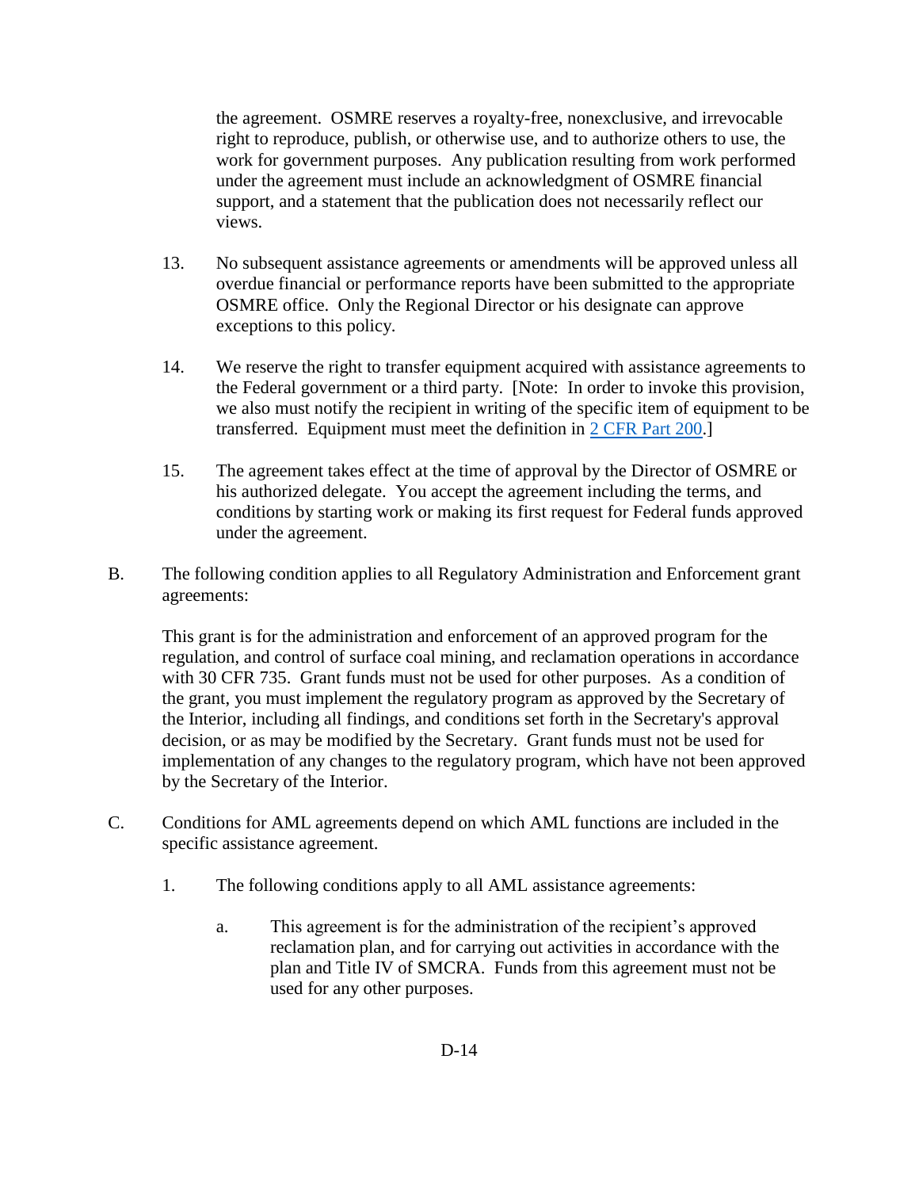the agreement. OSMRE reserves a royalty-free, nonexclusive, and irrevocable right to reproduce, publish, or otherwise use, and to authorize others to use, the work for government purposes. Any publication resulting from work performed under the agreement must include an acknowledgment of OSMRE financial support, and a statement that the publication does not necessarily reflect our views.

13. No subsequent assistance agreements or amendments will be approved unless all overdue financial or performance reports have been submitted to the appropriate OSMRE office. Only the Regional Director or his designate can approve exceptions to this policy.

14. We reserve the right to transfer equipment acquired with assistance agreements to the Federal government or a third party. [Note: In order to invoke this provision, we also must notify the recipient in writing of the specific item of equipment to be transferred. Equipment must meet the definition in 2 CFR Part 200.]

15. The agreement takes effect at the time of approval by the Director of OSMRE or his authorized delegate. You accept the agreement including the terms, and conditions by starting work or making its first request for Federal funds approved under the agreement.

B. The following condition applies to all Regulatory Administration and Enforcement grant agreements:

   This grant is for the administration and enforcement of an approved program for the regulation, and control of surface coal mining, and reclamation operations in accordance with 30 CFR 735. Grant funds must not be used for other purposes. As a condition of the grant, you must implement the regulatory program as approved by the Secretary of the Interior, including all findings, and conditions set forth in the Secretary's approval decision, or as may be modified by the Secretary. Grant funds must not be used for implementation of any changes to the regulatory program, which have not been approved by the Secretary of the Interior.

C. Conditions for AML agreements depend on which AML functions are included in the specific assistance agreement.

   1. The following conditions apply to all AML assistance agreements:

      a. This agreement is for the administration of the recipient's approved reclamation plan, and for carrying out activities in accordance with the plan and Title IV of SMCRA. Funds from this agreement must not be used for any other purposes.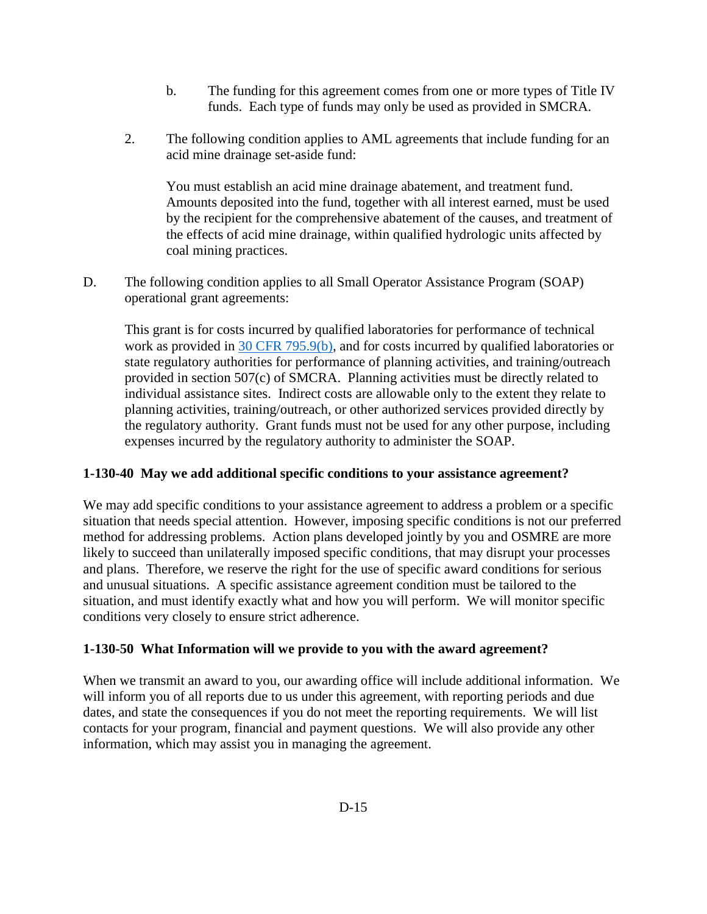b. The funding for this agreement comes from one or more types of Title IV funds. Each type of funds may only be used as provided in SMCRA.

2. The following condition applies to AML agreements that include funding for an acid mine drainage set-aside fund:

   You must establish an acid mine drainage abatement, and treatment fund. Amounts deposited into the fund, together with all interest earned, must be used by the recipient for the comprehensive abatement of the causes, and treatment of the effects of acid mine drainage, within qualified hydrologic units affected by coal mining practices.

D. The following condition applies to all Small Operator Assistance Program (SOAP) operational grant agreements:

   This grant is for costs incurred by qualified laboratories for performance of technical work as provided in 30 CFR 795.9(b), and for costs incurred by qualified laboratories or state regulatory authorities for performance of planning activities, and training/outreach provided in section 507(c) of SMCRA. Planning activities must be directly related to individual assistance sites. Indirect costs are allowable only to the extent they relate to planning activities, training/outreach, or other authorized services provided directly by the regulatory authority. Grant funds must not be used for any other purpose, including expenses incurred by the regulatory authority to administer the SOAP.

**1-130-40 May we add additional specific conditions to your assistance agreement?**

We may add specific conditions to your assistance agreement to address a problem or a specific situation that needs special attention. However, imposing specific conditions is not our preferred method for addressing problems. Action plans developed jointly by you and OSMRE are more likely to succeed than unilaterally imposed specific conditions, that may disrupt your processes and plans. Therefore, we reserve the right for the use of specific award conditions for serious and unusual situations. A specific assistance agreement condition must be tailored to the situation, and must identify exactly what and how you will perform. We will monitor specific conditions very closely to ensure strict adherence.

**1-130-50 What Information will we provide to you with the award agreement?**

When we transmit an award to you, our awarding office will include additional information. We will inform you of all reports due to us under this agreement, with reporting periods and due dates, and state the consequences if you do not meet the reporting requirements. We will list contacts for your program, financial and payment questions. We will also provide any other information, which may assist you in managing the agreement.